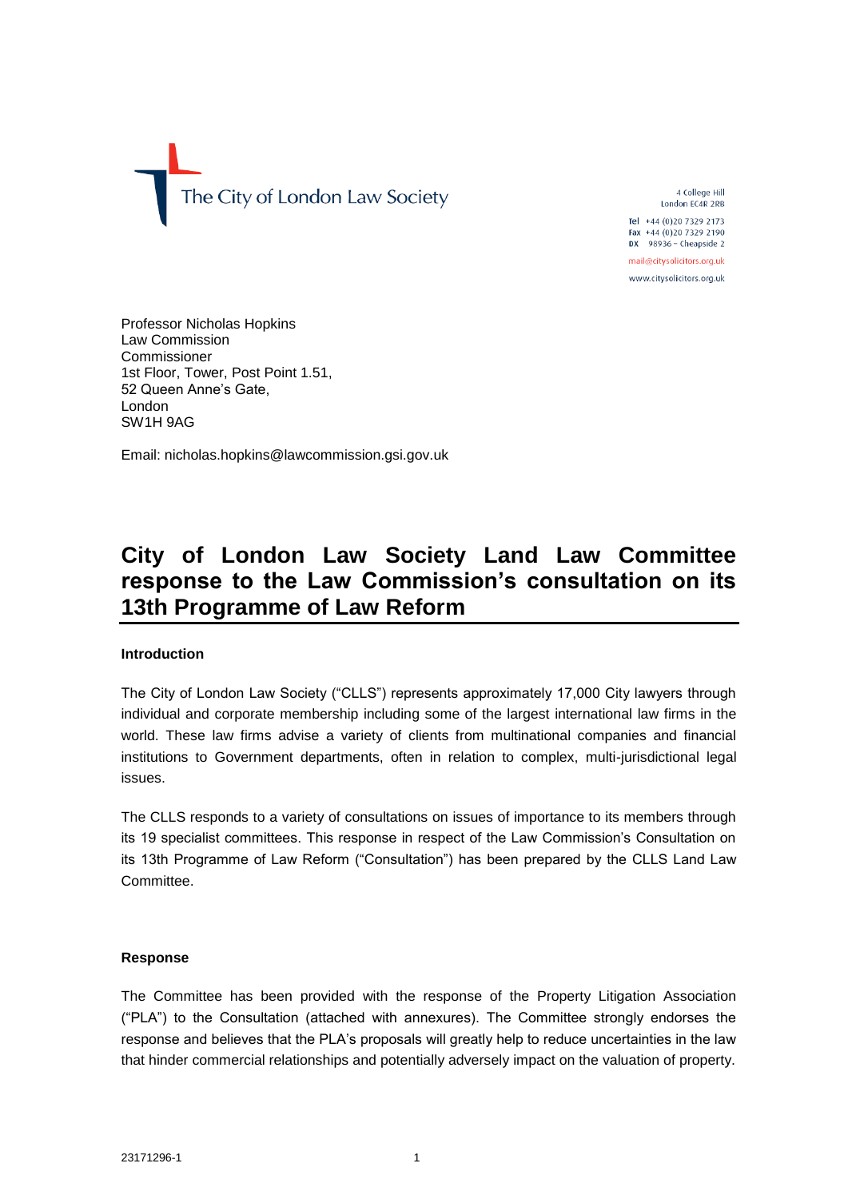The City of London Law Society

4 College Hill
London EC4R 2RB

Tel +44 (0)20 7329 2173
Fax +44 (0)20 7329 2190
DX 98936 – Cheapside 2

mail@citysolicitors.org.uk
www.citysolicitors.org.uk

Professor Nicholas Hopkins
Law Commission
Commissioner
1st Floor, Tower, Post Point 1.51,
52 Queen Anne's Gate,
London
SW1H 9AG

Email: nicholas.hopkins@lawcommission.gsi.gov.uk

# City of London Law Society Land Law Committee response to the Law Commission's consultation on its 13th Programme of Law Reform

**Introduction**

The City of London Law Society ("CLLS") represents approximately 17,000 City lawyers through individual and corporate membership including some of the largest international law firms in the world. These law firms advise a variety of clients from multinational companies and financial institutions to Government departments, often in relation to complex, multi-jurisdictional legal issues.

The CLLS responds to a variety of consultations on issues of importance to its members through its 19 specialist committees. This response in respect of the Law Commission's Consultation on its 13th Programme of Law Reform ("Consultation") has been prepared by the CLLS Land Law Committee.

**Response**

The Committee has been provided with the response of the Property Litigation Association ("PLA") to the Consultation (attached with annexures). The Committee strongly endorses the response and believes that the PLA's proposals will greatly help to reduce uncertainties in the law that hinder commercial relationships and potentially adversely impact on the valuation of property.

23171296-1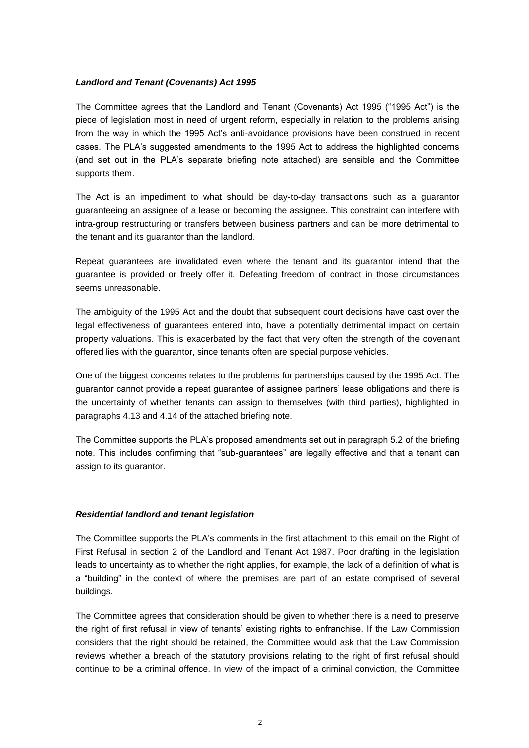***Landlord and Tenant (Covenants) Act 1995***

The Committee agrees that the Landlord and Tenant (Covenants) Act 1995 ("1995 Act") is the piece of legislation most in need of urgent reform, especially in relation to the problems arising from the way in which the 1995 Act's anti-avoidance provisions have been construed in recent cases. The PLA's suggested amendments to the 1995 Act to address the highlighted concerns (and set out in the PLA's separate briefing note attached) are sensible and the Committee supports them.

The Act is an impediment to what should be day-to-day transactions such as a guarantor guaranteeing an assignee of a lease or becoming the assignee. This constraint can interfere with intra-group restructuring or transfers between business partners and can be more detrimental to the tenant and its guarantor than the landlord.

Repeat guarantees are invalidated even where the tenant and its guarantor intend that the guarantee is provided or freely offer it. Defeating freedom of contract in those circumstances seems unreasonable.

The ambiguity of the 1995 Act and the doubt that subsequent court decisions have cast over the legal effectiveness of guarantees entered into, have a potentially detrimental impact on certain property valuations. This is exacerbated by the fact that very often the strength of the covenant offered lies with the guarantor, since tenants often are special purpose vehicles.

One of the biggest concerns relates to the problems for partnerships caused by the 1995 Act. The guarantor cannot provide a repeat guarantee of assignee partners' lease obligations and there is the uncertainty of whether tenants can assign to themselves (with third parties), highlighted in paragraphs 4.13 and 4.14 of the attached briefing note.

The Committee supports the PLA's proposed amendments set out in paragraph 5.2 of the briefing note. This includes confirming that "sub-guarantees" are legally effective and that a tenant can assign to its guarantor.

***Residential landlord and tenant legislation***

The Committee supports the PLA's comments in the first attachment to this email on the Right of First Refusal in section 2 of the Landlord and Tenant Act 1987. Poor drafting in the legislation leads to uncertainty as to whether the right applies, for example, the lack of a definition of what is a "building" in the context of where the premises are part of an estate comprised of several buildings.

The Committee agrees that consideration should be given to whether there is a need to preserve the right of first refusal in view of tenants' existing rights to enfranchise. If the Law Commission considers that the right should be retained, the Committee would ask that the Law Commission reviews whether a breach of the statutory provisions relating to the right of first refusal should continue to be a criminal offence. In view of the impact of a criminal conviction, the Committee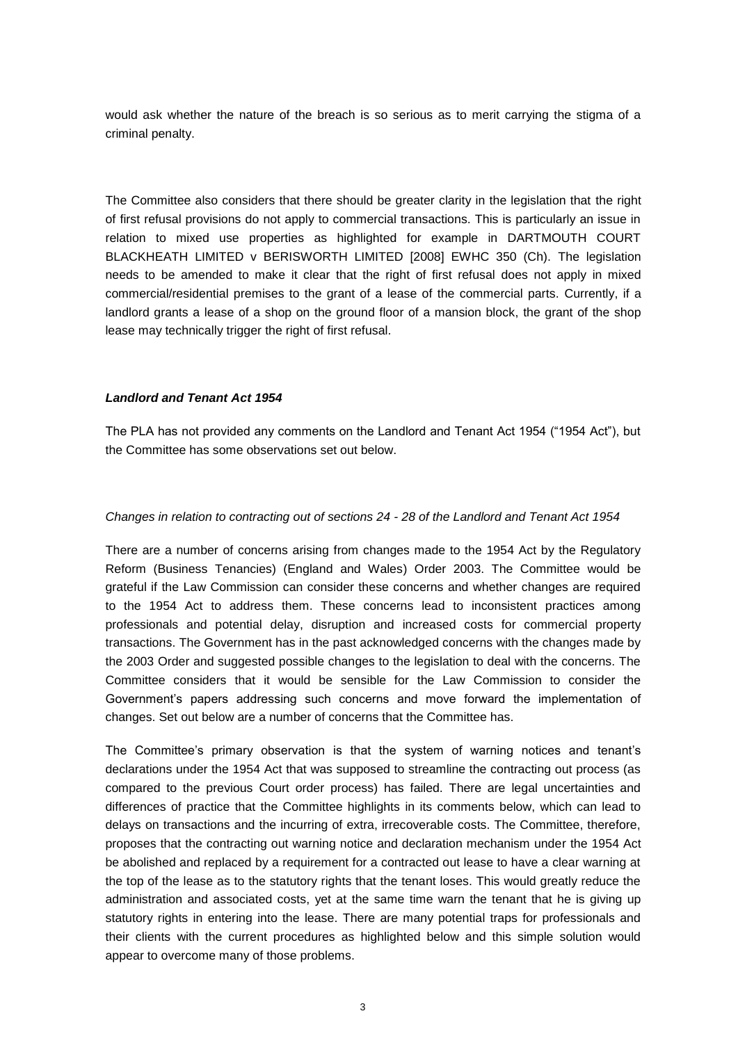would ask whether the nature of the breach is so serious as to merit carrying the stigma of a criminal penalty.

The Committee also considers that there should be greater clarity in the legislation that the right of first refusal provisions do not apply to commercial transactions. This is particularly an issue in relation to mixed use properties as highlighted for example in DARTMOUTH COURT BLACKHEATH LIMITED v BERISWORTH LIMITED [2008] EWHC 350 (Ch). The legislation needs to be amended to make it clear that the right of first refusal does not apply in mixed commercial/residential premises to the grant of a lease of the commercial parts. Currently, if a landlord grants a lease of a shop on the ground floor of a mansion block, the grant of the shop lease may technically trigger the right of first refusal.

### ***Landlord and Tenant Act 1954***

The PLA has not provided any comments on the Landlord and Tenant Act 1954 ("1954 Act"), but the Committee has some observations set out below.

#### *Changes in relation to contracting out of sections 24 - 28 of the Landlord and Tenant Act 1954*

There are a number of concerns arising from changes made to the 1954 Act by the Regulatory Reform (Business Tenancies) (England and Wales) Order 2003. The Committee would be grateful if the Law Commission can consider these concerns and whether changes are required to the 1954 Act to address them. These concerns lead to inconsistent practices among professionals and potential delay, disruption and increased costs for commercial property transactions. The Government has in the past acknowledged concerns with the changes made by the 2003 Order and suggested possible changes to the legislation to deal with the concerns. The Committee considers that it would be sensible for the Law Commission to consider the Government's papers addressing such concerns and move forward the implementation of changes. Set out below are a number of concerns that the Committee has.

The Committee's primary observation is that the system of warning notices and tenant's declarations under the 1954 Act that was supposed to streamline the contracting out process (as compared to the previous Court order process) has failed. There are legal uncertainties and differences of practice that the Committee highlights in its comments below, which can lead to delays on transactions and the incurring of extra, irrecoverable costs. The Committee, therefore, proposes that the contracting out warning notice and declaration mechanism under the 1954 Act be abolished and replaced by a requirement for a contracted out lease to have a clear warning at the top of the lease as to the statutory rights that the tenant loses. This would greatly reduce the administration and associated costs, yet at the same time warn the tenant that he is giving up statutory rights in entering into the lease. There are many potential traps for professionals and their clients with the current procedures as highlighted below and this simple solution would appear to overcome many of those problems.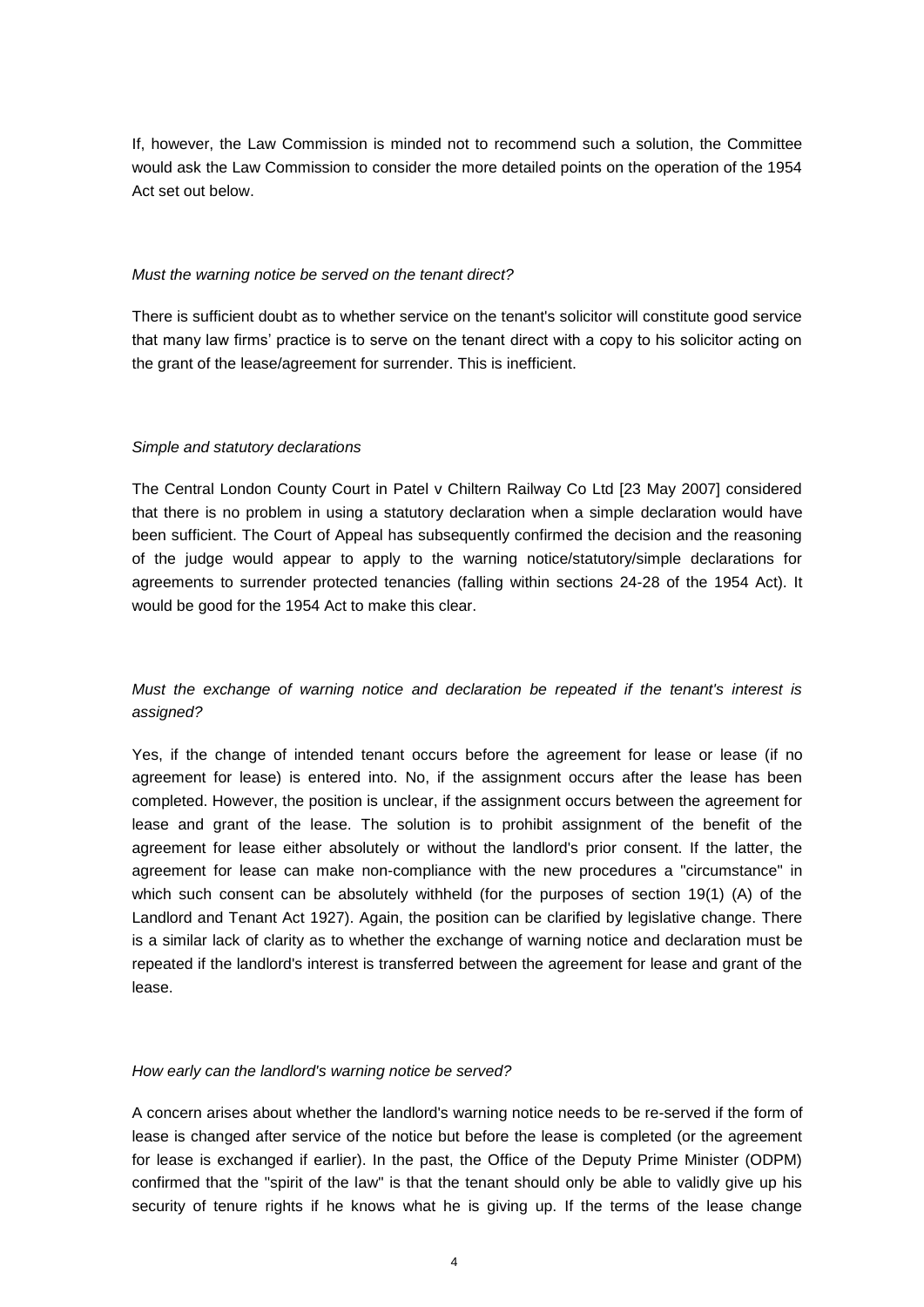If, however, the Law Commission is minded not to recommend such a solution, the Committee would ask the Law Commission to consider the more detailed points on the operation of the 1954 Act set out below.

*Must the warning notice be served on the tenant direct?*

There is sufficient doubt as to whether service on the tenant's solicitor will constitute good service that many law firms' practice is to serve on the tenant direct with a copy to his solicitor acting on the grant of the lease/agreement for surrender. This is inefficient.

*Simple and statutory declarations*

The Central London County Court in Patel v Chiltern Railway Co Ltd [23 May 2007] considered that there is no problem in using a statutory declaration when a simple declaration would have been sufficient. The Court of Appeal has subsequently confirmed the decision and the reasoning of the judge would appear to apply to the warning notice/statutory/simple declarations for agreements to surrender protected tenancies (falling within sections 24-28 of the 1954 Act). It would be good for the 1954 Act to make this clear.

*Must the exchange of warning notice and declaration be repeated if the tenant's interest is assigned?*

Yes, if the change of intended tenant occurs before the agreement for lease or lease (if no agreement for lease) is entered into. No, if the assignment occurs after the lease has been completed. However, the position is unclear, if the assignment occurs between the agreement for lease and grant of the lease. The solution is to prohibit assignment of the benefit of the agreement for lease either absolutely or without the landlord's prior consent. If the latter, the agreement for lease can make non-compliance with the new procedures a "circumstance" in which such consent can be absolutely withheld (for the purposes of section 19(1) (A) of the Landlord and Tenant Act 1927). Again, the position can be clarified by legislative change. There is a similar lack of clarity as to whether the exchange of warning notice and declaration must be repeated if the landlord's interest is transferred between the agreement for lease and grant of the lease.

*How early can the landlord's warning notice be served?*

A concern arises about whether the landlord's warning notice needs to be re-served if the form of lease is changed after service of the notice but before the lease is completed (or the agreement for lease is exchanged if earlier). In the past, the Office of the Deputy Prime Minister (ODPM) confirmed that the "spirit of the law" is that the tenant should only be able to validly give up his security of tenure rights if he knows what he is giving up. If the terms of the lease change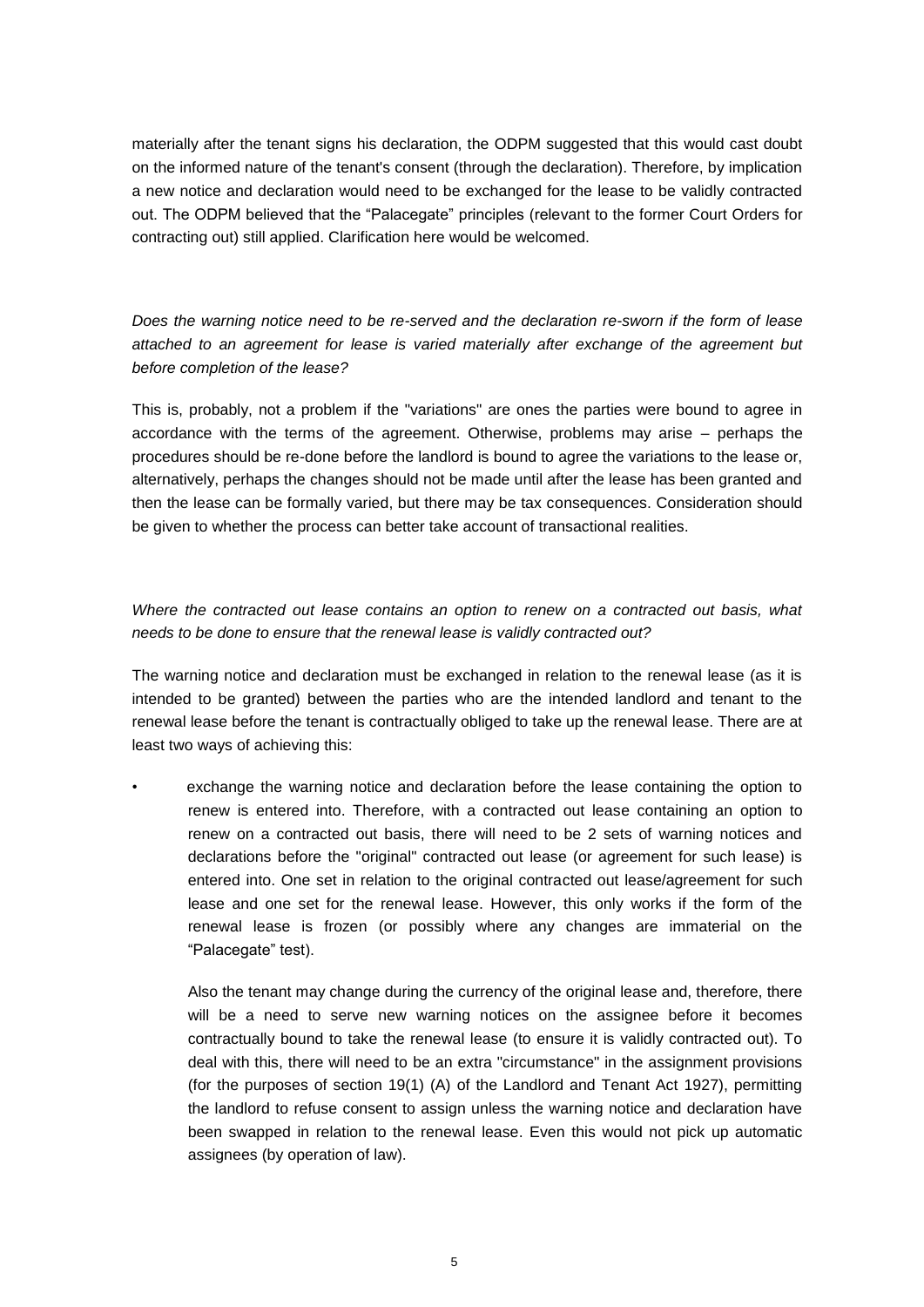materially after the tenant signs his declaration, the ODPM suggested that this would cast doubt on the informed nature of the tenant's consent (through the declaration). Therefore, by implication a new notice and declaration would need to be exchanged for the lease to be validly contracted out. The ODPM believed that the "Palacegate" principles (relevant to the former Court Orders for contracting out) still applied. Clarification here would be welcomed.

*Does the warning notice need to be re-served and the declaration re-sworn if the form of lease attached to an agreement for lease is varied materially after exchange of the agreement but before completion of the lease?*

This is, probably, not a problem if the "variations" are ones the parties were bound to agree in accordance with the terms of the agreement. Otherwise, problems may arise – perhaps the procedures should be re-done before the landlord is bound to agree the variations to the lease or, alternatively, perhaps the changes should not be made until after the lease has been granted and then the lease can be formally varied, but there may be tax consequences. Consideration should be given to whether the process can better take account of transactional realities.

*Where the contracted out lease contains an option to renew on a contracted out basis, what needs to be done to ensure that the renewal lease is validly contracted out?*

The warning notice and declaration must be exchanged in relation to the renewal lease (as it is intended to be granted) between the parties who are the intended landlord and tenant to the renewal lease before the tenant is contractually obliged to take up the renewal lease. There are at least two ways of achieving this:

- exchange the warning notice and declaration before the lease containing the option to renew is entered into. Therefore, with a contracted out lease containing an option to renew on a contracted out basis, there will need to be 2 sets of warning notices and declarations before the "original" contracted out lease (or agreement for such lease) is entered into. One set in relation to the original contracted out lease/agreement for such lease and one set for the renewal lease. However, this only works if the form of the renewal lease is frozen (or possibly where any changes are immaterial on the "Palacegate" test).

  Also the tenant may change during the currency of the original lease and, therefore, there will be a need to serve new warning notices on the assignee before it becomes contractually bound to take the renewal lease (to ensure it is validly contracted out). To deal with this, there will need to be an extra "circumstance" in the assignment provisions (for the purposes of section 19(1) (A) of the Landlord and Tenant Act 1927), permitting the landlord to refuse consent to assign unless the warning notice and declaration have been swapped in relation to the renewal lease. Even this would not pick up automatic assignees (by operation of law).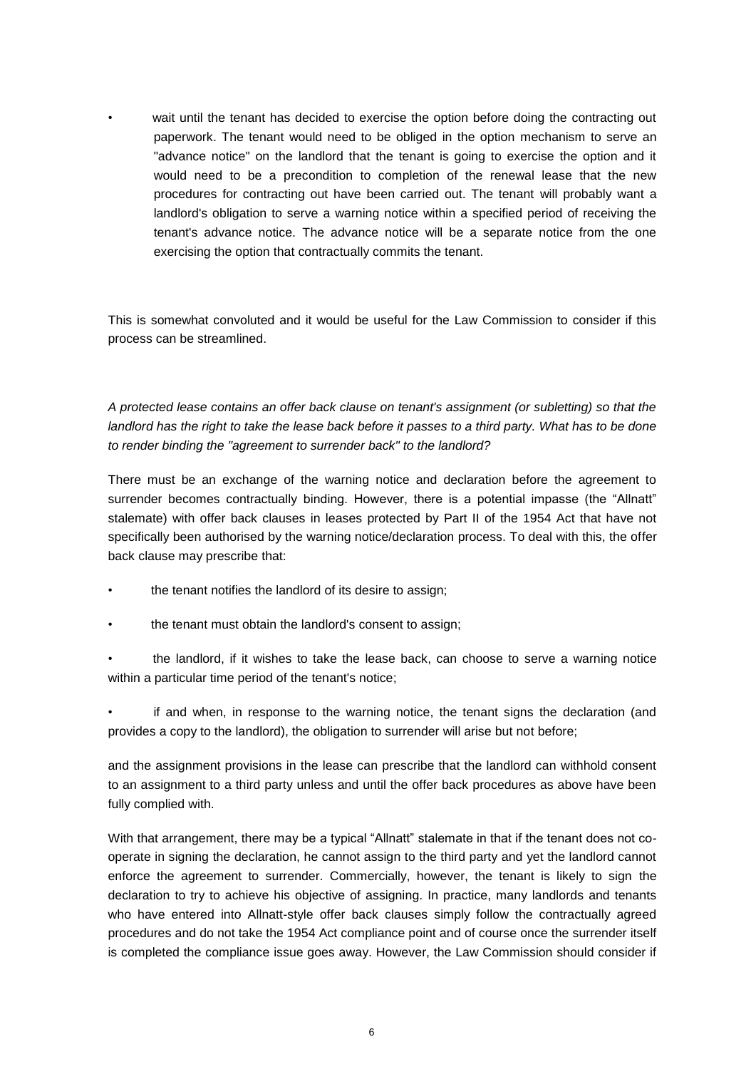- wait until the tenant has decided to exercise the option before doing the contracting out paperwork. The tenant would need to be obliged in the option mechanism to serve an "advance notice" on the landlord that the tenant is going to exercise the option and it would need to be a precondition to completion of the renewal lease that the new procedures for contracting out have been carried out. The tenant will probably want a landlord's obligation to serve a warning notice within a specified period of receiving the tenant's advance notice. The advance notice will be a separate notice from the one exercising the option that contractually commits the tenant.

This is somewhat convoluted and it would be useful for the Law Commission to consider if this process can be streamlined.

*A protected lease contains an offer back clause on tenant's assignment (or subletting) so that the landlord has the right to take the lease back before it passes to a third party. What has to be done to render binding the "agreement to surrender back" to the landlord?*

There must be an exchange of the warning notice and declaration before the agreement to surrender becomes contractually binding. However, there is a potential impasse (the "Allnatt" stalemate) with offer back clauses in leases protected by Part II of the 1954 Act that have not specifically been authorised by the warning notice/declaration process. To deal with this, the offer back clause may prescribe that:

- the tenant notifies the landlord of its desire to assign;
- the tenant must obtain the landlord's consent to assign;
- the landlord, if it wishes to take the lease back, can choose to serve a warning notice within a particular time period of the tenant's notice;
- if and when, in response to the warning notice, the tenant signs the declaration (and provides a copy to the landlord), the obligation to surrender will arise but not before;

and the assignment provisions in the lease can prescribe that the landlord can withhold consent to an assignment to a third party unless and until the offer back procedures as above have been fully complied with.

With that arrangement, there may be a typical "Allnatt" stalemate in that if the tenant does not co-operate in signing the declaration, he cannot assign to the third party and yet the landlord cannot enforce the agreement to surrender. Commercially, however, the tenant is likely to sign the declaration to try to achieve his objective of assigning. In practice, many landlords and tenants who have entered into Allnatt-style offer back clauses simply follow the contractually agreed procedures and do not take the 1954 Act compliance point and of course once the surrender itself is completed the compliance issue goes away. However, the Law Commission should consider if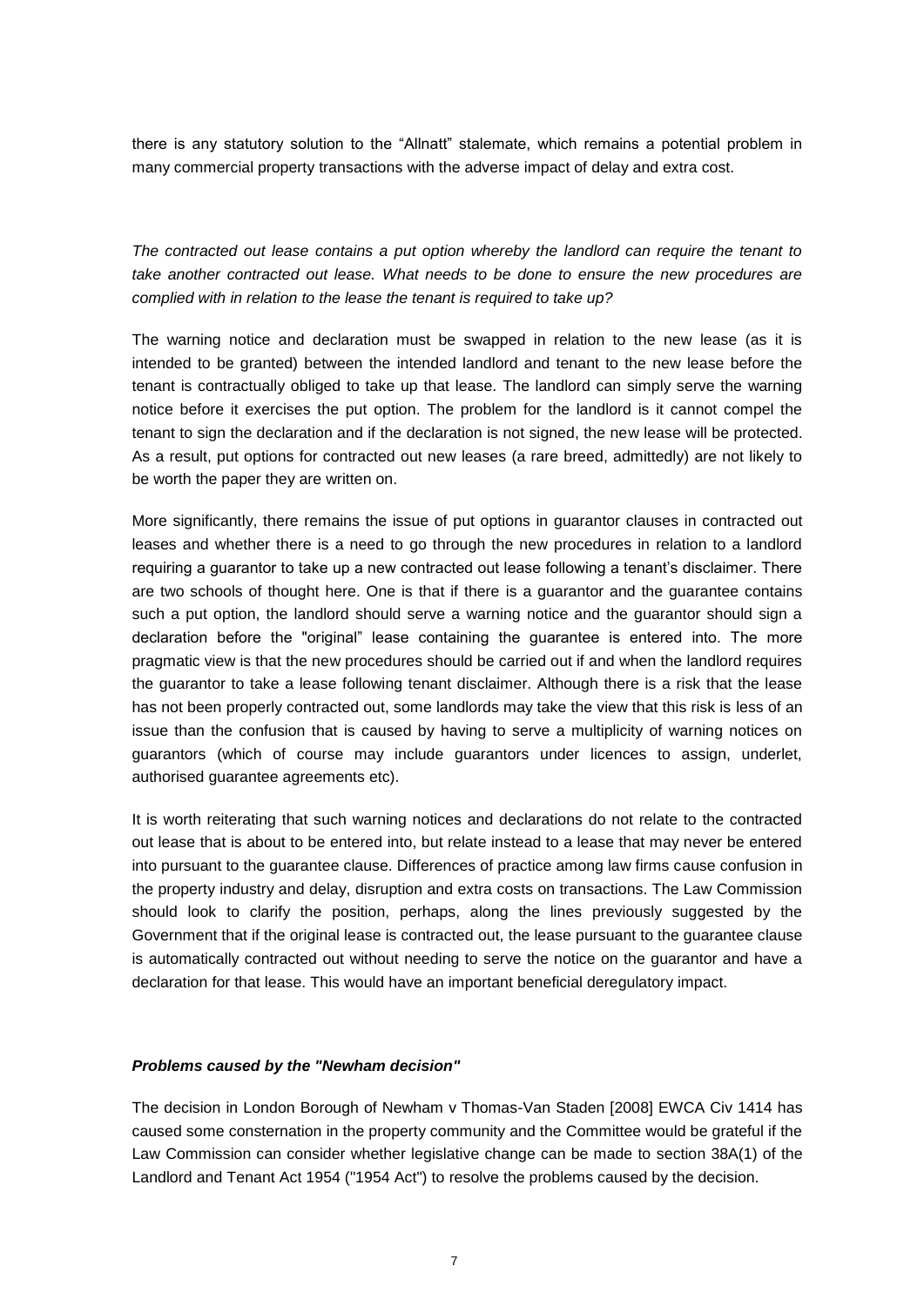there is any statutory solution to the "Allnatt" stalemate, which remains a potential problem in many commercial property transactions with the adverse impact of delay and extra cost.

*The contracted out lease contains a put option whereby the landlord can require the tenant to take another contracted out lease. What needs to be done to ensure the new procedures are complied with in relation to the lease the tenant is required to take up?*

The warning notice and declaration must be swapped in relation to the new lease (as it is intended to be granted) between the intended landlord and tenant to the new lease before the tenant is contractually obliged to take up that lease. The landlord can simply serve the warning notice before it exercises the put option. The problem for the landlord is it cannot compel the tenant to sign the declaration and if the declaration is not signed, the new lease will be protected. As a result, put options for contracted out new leases (a rare breed, admittedly) are not likely to be worth the paper they are written on.

More significantly, there remains the issue of put options in guarantor clauses in contracted out leases and whether there is a need to go through the new procedures in relation to a landlord requiring a guarantor to take up a new contracted out lease following a tenant's disclaimer. There are two schools of thought here. One is that if there is a guarantor and the guarantee contains such a put option, the landlord should serve a warning notice and the guarantor should sign a declaration before the "original" lease containing the guarantee is entered into. The more pragmatic view is that the new procedures should be carried out if and when the landlord requires the guarantor to take a lease following tenant disclaimer. Although there is a risk that the lease has not been properly contracted out, some landlords may take the view that this risk is less of an issue than the confusion that is caused by having to serve a multiplicity of warning notices on guarantors (which of course may include guarantors under licences to assign, underlet, authorised guarantee agreements etc).

It is worth reiterating that such warning notices and declarations do not relate to the contracted out lease that is about to be entered into, but relate instead to a lease that may never be entered into pursuant to the guarantee clause. Differences of practice among law firms cause confusion in the property industry and delay, disruption and extra costs on transactions. The Law Commission should look to clarify the position, perhaps, along the lines previously suggested by the Government that if the original lease is contracted out, the lease pursuant to the guarantee clause is automatically contracted out without needing to serve the notice on the guarantor and have a declaration for that lease. This would have an important beneficial deregulatory impact.

***Problems caused by the "Newham decision"***

The decision in London Borough of Newham v Thomas-Van Staden [2008] EWCA Civ 1414 has caused some consternation in the property community and the Committee would be grateful if the Law Commission can consider whether legislative change can be made to section 38A(1) of the Landlord and Tenant Act 1954 ("1954 Act") to resolve the problems caused by the decision.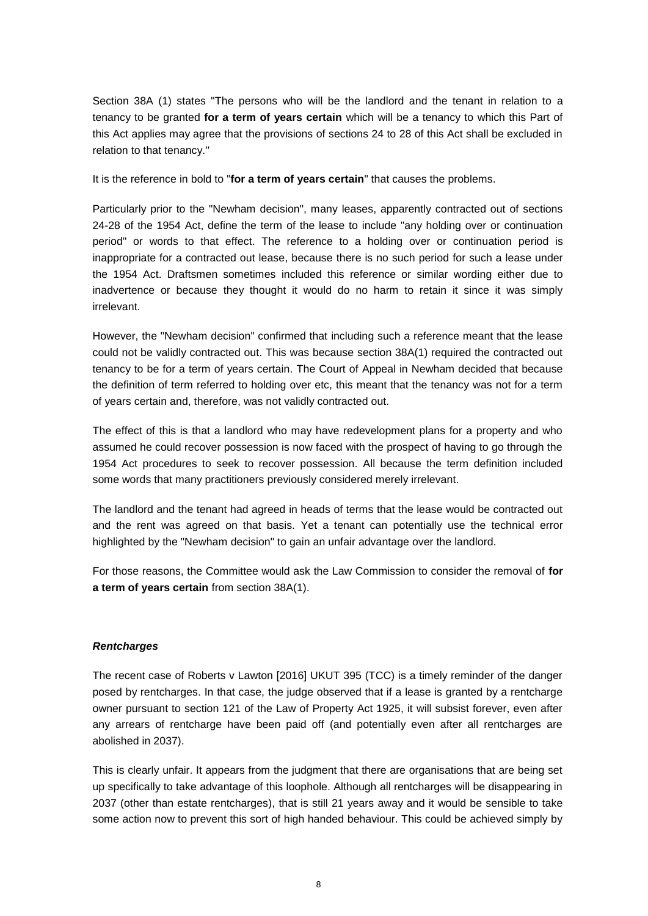Section 38A (1) states "The persons who will be the landlord and the tenant in relation to a tenancy to be granted **for a term of years certain** which will be a tenancy to which this Part of this Act applies may agree that the provisions of sections 24 to 28 of this Act shall be excluded in relation to that tenancy."

It is the reference in bold to "**for a term of years certain**" that causes the problems.

Particularly prior to the "Newham decision", many leases, apparently contracted out of sections 24-28 of the 1954 Act, define the term of the lease to include "any holding over or continuation period" or words to that effect. The reference to a holding over or continuation period is inappropriate for a contracted out lease, because there is no such period for such a lease under the 1954 Act. Draftsmen sometimes included this reference or similar wording either due to inadvertence or because they thought it would do no harm to retain it since it was simply irrelevant.

However, the "Newham decision" confirmed that including such a reference meant that the lease could not be validly contracted out. This was because section 38A(1) required the contracted out tenancy to be for a term of years certain. The Court of Appeal in Newham decided that because the definition of term referred to holding over etc, this meant that the tenancy was not for a term of years certain and, therefore, was not validly contracted out.

The effect of this is that a landlord who may have redevelopment plans for a property and who assumed he could recover possession is now faced with the prospect of having to go through the 1954 Act procedures to seek to recover possession. All because the term definition included some words that many practitioners previously considered merely irrelevant.

The landlord and the tenant had agreed in heads of terms that the lease would be contracted out and the rent was agreed on that basis. Yet a tenant can potentially use the technical error highlighted by the "Newham decision" to gain an unfair advantage over the landlord.

For those reasons, the Committee would ask the Law Commission to consider the removal of **for a term of years certain** from section 38A(1).

***Rentcharges***

The recent case of Roberts v Lawton [2016] UKUT 395 (TCC) is a timely reminder of the danger posed by rentcharges. In that case, the judge observed that if a lease is granted by a rentcharge owner pursuant to section 121 of the Law of Property Act 1925, it will subsist forever, even after any arrears of rentcharge have been paid off (and potentially even after all rentcharges are abolished in 2037).

This is clearly unfair. It appears from the judgment that there are organisations that are being set up specifically to take advantage of this loophole. Although all rentcharges will be disappearing in 2037 (other than estate rentcharges), that is still 21 years away and it would be sensible to take some action now to prevent this sort of high handed behaviour. This could be achieved simply by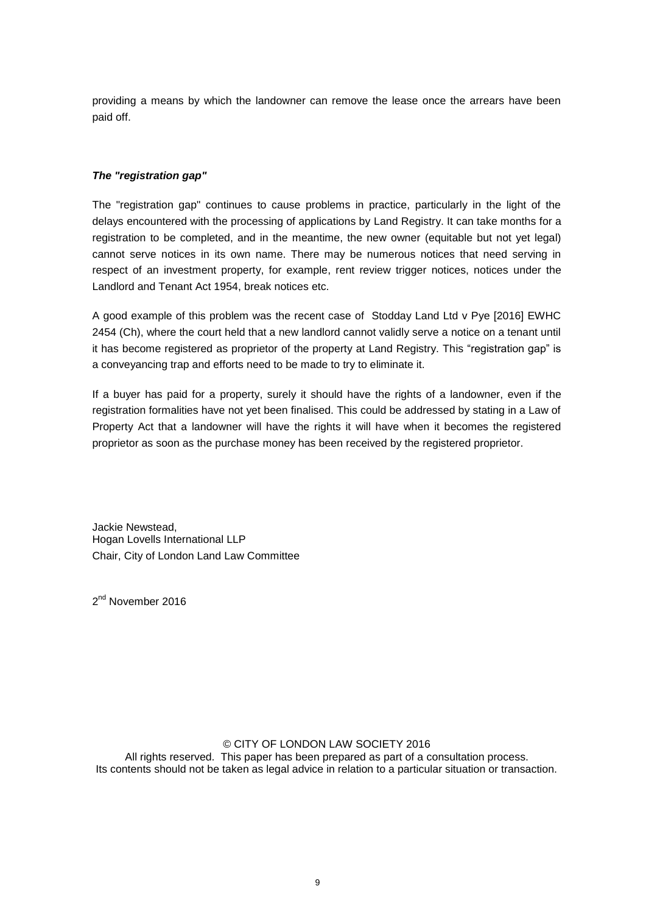providing a means by which the landowner can remove the lease once the arrears have been paid off.

***The "registration gap"***

The "registration gap" continues to cause problems in practice, particularly in the light of the delays encountered with the processing of applications by Land Registry. It can take months for a registration to be completed, and in the meantime, the new owner (equitable but not yet legal) cannot serve notices in its own name. There may be numerous notices that need serving in respect of an investment property, for example, rent review trigger notices, notices under the Landlord and Tenant Act 1954, break notices etc.

A good example of this problem was the recent case of Stodday Land Ltd v Pye [2016] EWHC 2454 (Ch), where the court held that a new landlord cannot validly serve a notice on a tenant until it has become registered as proprietor of the property at Land Registry. This "registration gap" is a conveyancing trap and efforts need to be made to try to eliminate it.

If a buyer has paid for a property, surely it should have the rights of a landowner, even if the registration formalities have not yet been finalised. This could be addressed by stating in a Law of Property Act that a landowner will have the rights it will have when it becomes the registered proprietor as soon as the purchase money has been received by the registered proprietor.

Jackie Newstead,
Hogan Lovells International LLP
Chair, City of London Land Law Committee

2nd November 2016

© CITY OF LONDON LAW SOCIETY 2016
All rights reserved. This paper has been prepared as part of a consultation process.
Its contents should not be taken as legal advice in relation to a particular situation or transaction.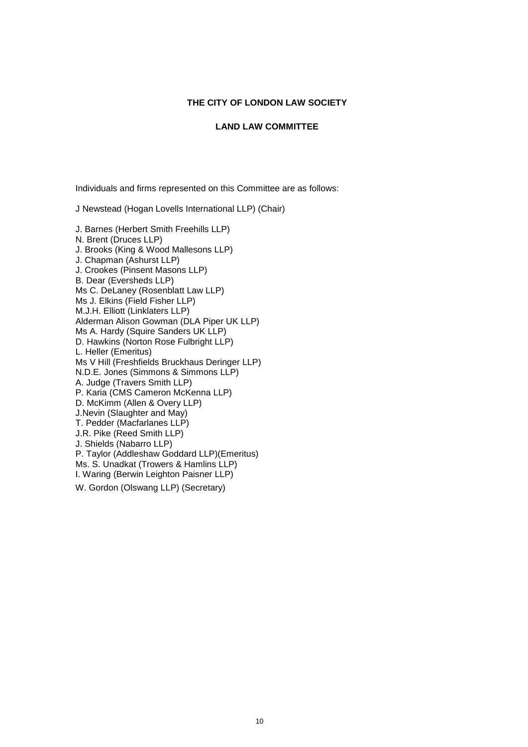**THE CITY OF LONDON LAW SOCIETY**

**LAND LAW COMMITTEE**

Individuals and firms represented on this Committee are as follows:

J Newstead (Hogan Lovells International LLP) (Chair)

J. Barnes (Herbert Smith Freehills LLP)
N. Brent (Druces LLP)
J. Brooks (King & Wood Mallesons LLP)
J. Chapman (Ashurst LLP)
J. Crookes (Pinsent Masons LLP)
B. Dear (Eversheds LLP)
Ms C. DeLaney (Rosenblatt Law LLP)
Ms J. Elkins (Field Fisher LLP)
M.J.H. Elliott (Linklaters LLP)
Alderman Alison Gowman (DLA Piper UK LLP)
Ms A. Hardy (Squire Sanders UK LLP)
D. Hawkins (Norton Rose Fulbright LLP)
L. Heller (Emeritus)
Ms V Hill (Freshfields Bruckhaus Deringer LLP)
N.D.E. Jones (Simmons & Simmons LLP)
A. Judge (Travers Smith LLP)
P. Karia (CMS Cameron McKenna LLP)
D. McKimm (Allen & Overy LLP)
J.Nevin (Slaughter and May)
T. Pedder (Macfarlanes LLP)
J.R. Pike (Reed Smith LLP)
J. Shields (Nabarro LLP)
P. Taylor (Addleshaw Goddard LLP)(Emeritus)
Ms. S. Unadkat (Trowers & Hamlins LLP)
I. Waring (Berwin Leighton Paisner LLP)

W. Gordon (Olswang LLP) (Secretary)